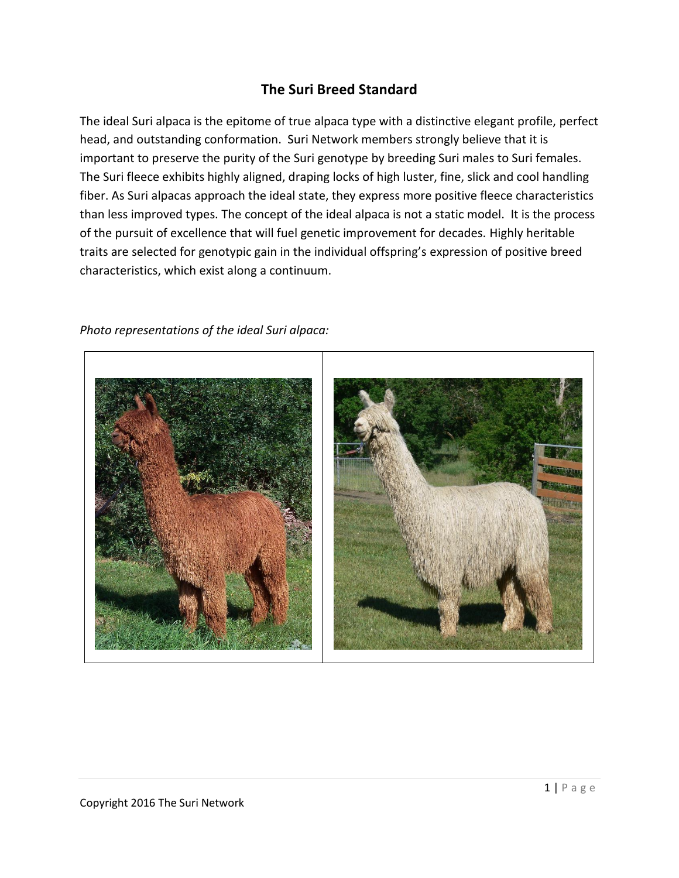# The Suri Breed Standard

The ideal Suri alpaca is the epitome of true alpaca type with a distinctive elegant profile, perfect head, and outstanding conformation. Suri Network members strongly believe that it is important to preserve the purity of the Suri genotype by breeding Suri males to Suri females. The Suri fleece exhibits highly aligned, draping locks of high luster, fine, slick and cool handling fiber. As Suri alpacas approach the ideal state, they express more positive fleece characteristics than less improved types. The concept of the ideal alpaca is not a static model. It is the process of the pursuit of excellence that will fuel genetic improvement for decades. Highly heritable traits are selected for genotypic gain in the individual offspring's expression of positive breed characteristics, which exist along a continuum.

*Photo representations of the ideal Suri alpaca:*

Copyright 2016 The Suri Network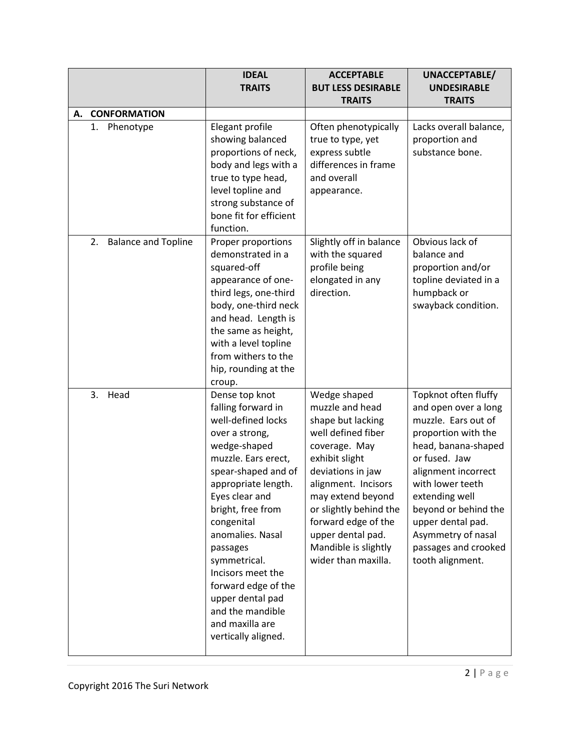| | IDEAL TRAITS | ACCEPTABLE BUT LESS DESIRABLE TRAITS | UNACCEPTABLE/ UNDESIRABLE TRAITS |
|---|---|---|---|
| **A. CONFORMATION** | | | |
| 1. Phenotype | Elegant profile showing balanced proportions of neck, body and legs with a true to type head, level topline and strong substance of bone fit for efficient function. | Often phenotypically true to type, yet express subtle differences in frame and overall appearance. | Lacks overall balance, proportion and substance bone. |
| 2. Balance and Topline | Proper proportions demonstrated in a squared-off appearance of one-third legs, one-third body, one-third neck and head. Length is the same as height, with a level topline from withers to the hip, rounding at the croup. | Slightly off in balance with the squared profile being elongated in any direction. | Obvious lack of balance and proportion and/or topline deviated in a humpback or swayback condition. |
| 3. Head | Dense top knot falling forward in well-defined locks over a strong, wedge-shaped muzzle. Ears erect, spear-shaped and of appropriate length. Eyes clear and bright, free from congenital anomalies. Nasal passages symmetrical. Incisors meet the forward edge of the upper dental pad and the mandible and maxilla are vertically aligned. | Wedge shaped muzzle and head shape but lacking well defined fiber coverage. May exhibit slight deviations in jaw alignment. Incisors may extend beyond or slightly behind the forward edge of the upper dental pad. Mandible is slightly wider than maxilla. | Topknot often fluffy and open over a long muzzle. Ears out of proportion with the head, banana-shaped or fused. Jaw alignment incorrect with lower teeth extending well beyond or behind the upper dental pad. Asymmetry of nasal passages and crooked tooth alignment. |

Copyright 2016 The Suri Network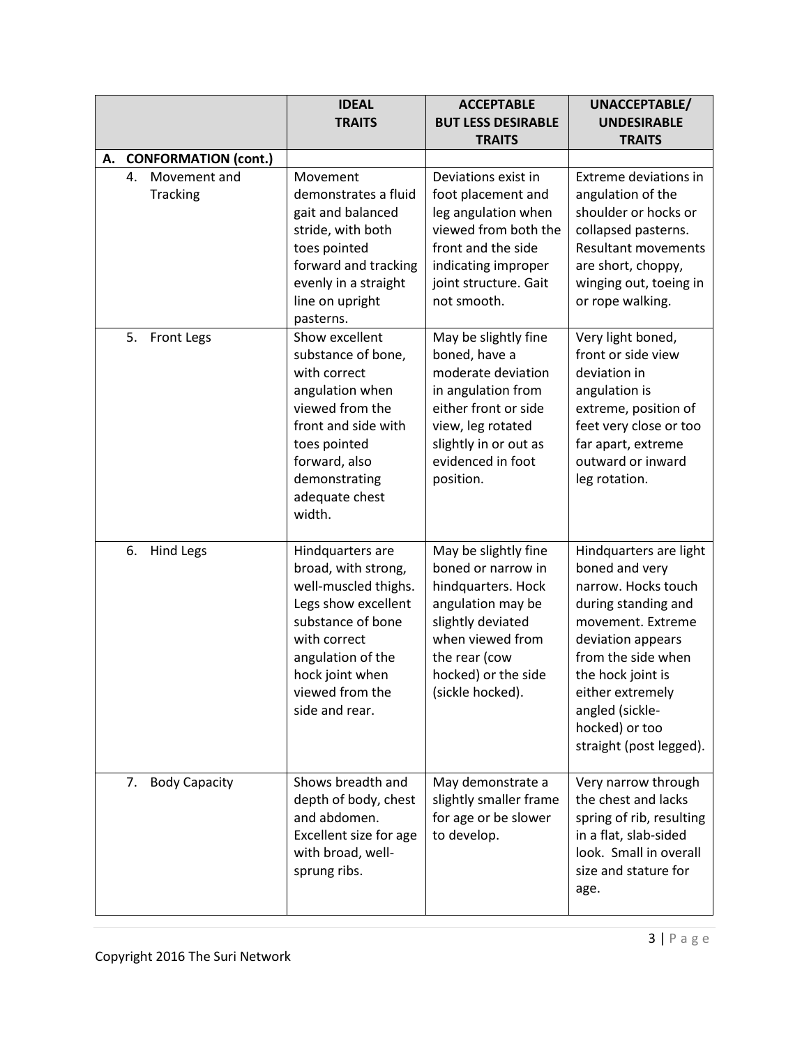| | IDEAL TRAITS | ACCEPTABLE BUT LESS DESIRABLE TRAITS | UNACCEPTABLE/ UNDESIRABLE TRAITS |
|---|---|---|---|
| **A. CONFORMATION (cont.)** | | | |
| 4. Movement and Tracking | Movement demonstrates a fluid gait and balanced stride, with both toes pointed forward and tracking evenly in a straight line on upright pasterns. | Deviations exist in foot placement and leg angulation when viewed from both the front and the side indicating improper joint structure. Gait not smooth. | Extreme deviations in angulation of the shoulder or hocks or collapsed pasterns. Resultant movements are short, choppy, winging out, toeing in or rope walking. |
| 5. Front Legs | Show excellent substance of bone, with correct angulation when viewed from the front and side with toes pointed forward, also demonstrating adequate chest width. | May be slightly fine boned, have a moderate deviation in angulation from either front or side view, leg rotated slightly in or out as evidenced in foot position. | Very light boned, front or side view deviation in angulation is extreme, position of feet very close or too far apart, extreme outward or inward leg rotation. |
| 6. Hind Legs | Hindquarters are broad, with strong, well-muscled thighs. Legs show excellent substance of bone with correct angulation of the hock joint when viewed from the side and rear. | May be slightly fine boned or narrow in hindquarters. Hock angulation may be slightly deviated when viewed from the rear (cow hocked) or the side (sickle hocked). | Hindquarters are light boned and very narrow. Hocks touch during standing and movement. Extreme deviation appears from the side when the hock joint is either extremely angled (sickle-hocked) or too straight (post legged). |
| 7. Body Capacity | Shows breadth and depth of body, chest and abdomen. Excellent size for age with broad, well-sprung ribs. | May demonstrate a slightly smaller frame for age or be slower to develop. | Very narrow through the chest and lacks spring of rib, resulting in a flat, slab-sided look. Small in overall size and stature for age. |

Copyright 2016 The Suri Network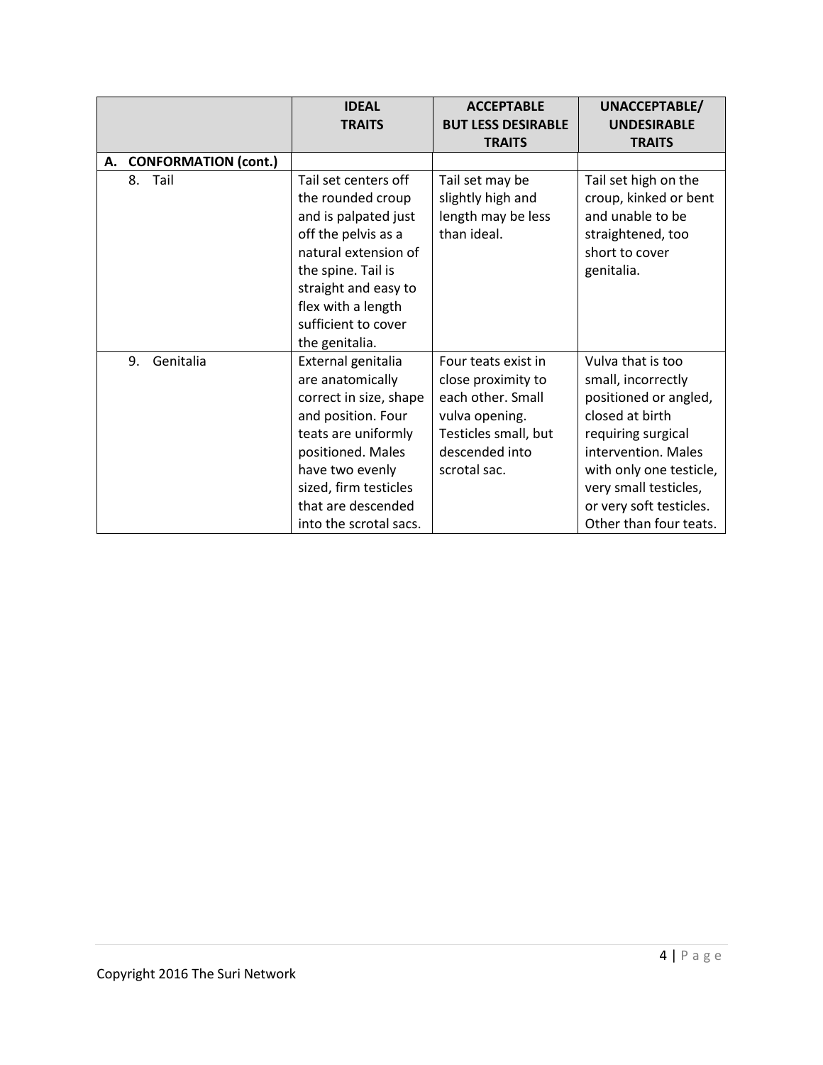| | IDEAL TRAITS | ACCEPTABLE BUT LESS DESIRABLE TRAITS | UNACCEPTABLE/ UNDESIRABLE TRAITS |
|---|---|---|---|
| **A. CONFORMATION (cont.)** | | | |
| 8. Tail | Tail set centers off the rounded croup and is palpated just off the pelvis as a natural extension of the spine. Tail is straight and easy to flex with a length sufficient to cover the genitalia. | Tail set may be slightly high and length may be less than ideal. | Tail set high on the croup, kinked or bent and unable to be straightened, too short to cover genitalia. |
| 9. Genitalia | External genitalia are anatomically correct in size, shape and position. Four teats are uniformly positioned. Males have two evenly sized, firm testicles that are descended into the scrotal sacs. | Four teats exist in close proximity to each other. Small vulva opening. Testicles small, but descended into scrotal sac. | Vulva that is too small, incorrectly positioned or angled, closed at birth requiring surgical intervention. Males with only one testicle, very small testicles, or very soft testicles. Other than four teats. |

Copyright 2016 The Suri Network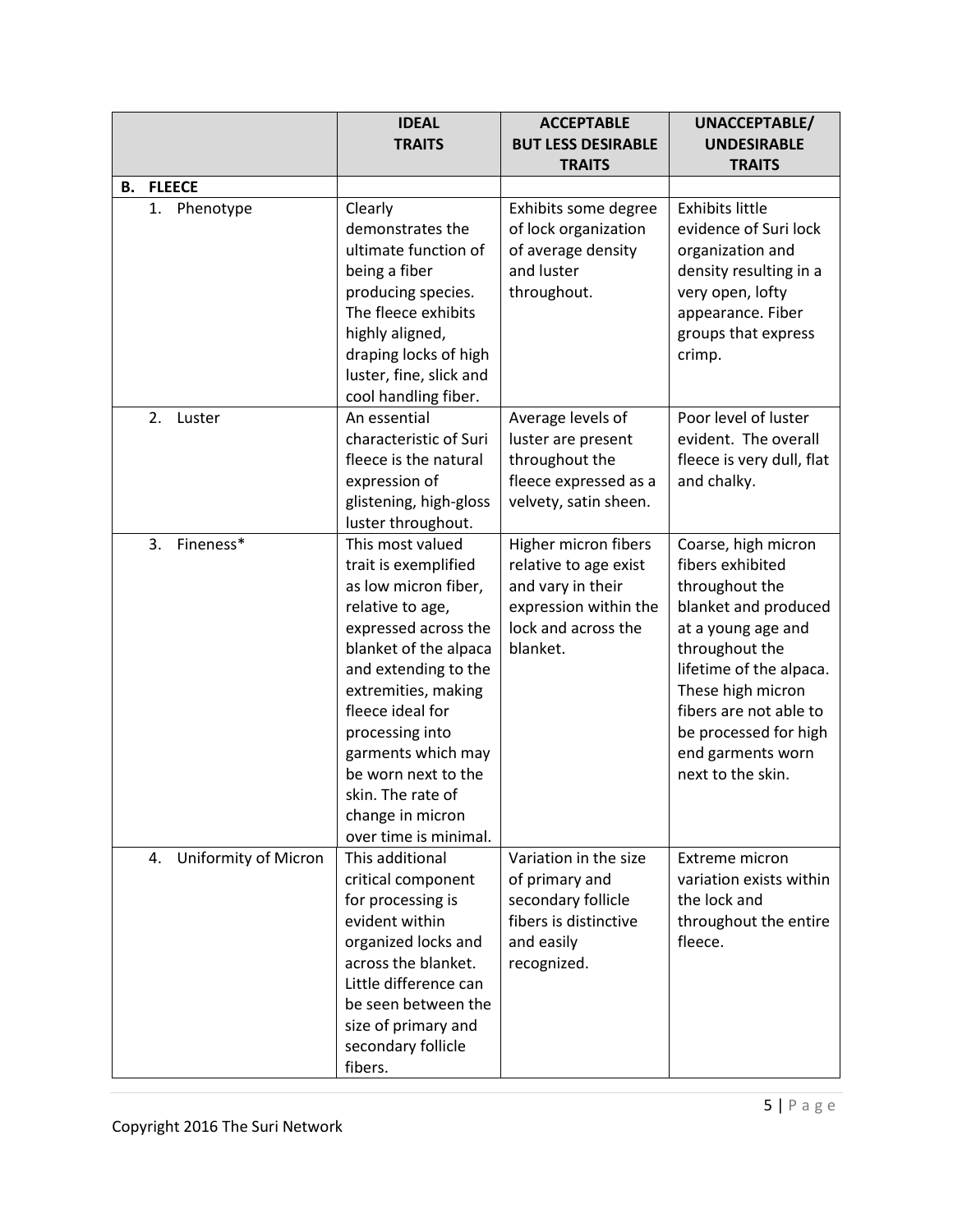| | IDEAL TRAITS | ACCEPTABLE BUT LESS DESIRABLE TRAITS | UNACCEPTABLE/ UNDESIRABLE TRAITS |
|---|---|---|---|
| **B. FLEECE** | | | |
| 1. Phenotype | Clearly demonstrates the ultimate function of being a fiber producing species. The fleece exhibits highly aligned, draping locks of high luster, fine, slick and cool handling fiber. | Exhibits some degree of lock organization of average density and luster throughout. | Exhibits little evidence of Suri lock organization and density resulting in a very open, lofty appearance. Fiber groups that express crimp. |
| 2. Luster | An essential characteristic of Suri fleece is the natural expression of glistening, high-gloss luster throughout. | Average levels of luster are present throughout the fleece expressed as a velvety, satin sheen. | Poor level of luster evident. The overall fleece is very dull, flat and chalky. |
| 3. Fineness* | This most valued trait is exemplified as low micron fiber, relative to age, expressed across the blanket of the alpaca and extending to the extremities, making fleece ideal for processing into garments which may be worn next to the skin. The rate of change in micron over time is minimal. | Higher micron fibers relative to age exist and vary in their expression within the lock and across the blanket. | Coarse, high micron fibers exhibited throughout the blanket and produced at a young age and throughout the lifetime of the alpaca. These high micron fibers are not able to be processed for high end garments worn next to the skin. |
| 4. Uniformity of Micron | This additional critical component for processing is evident within organized locks and across the blanket. Little difference can be seen between the size of primary and secondary follicle fibers. | Variation in the size of primary and secondary follicle fibers is distinctive and easily recognized. | Extreme micron variation exists within the lock and throughout the entire fleece. |

Copyright 2016 The Suri Network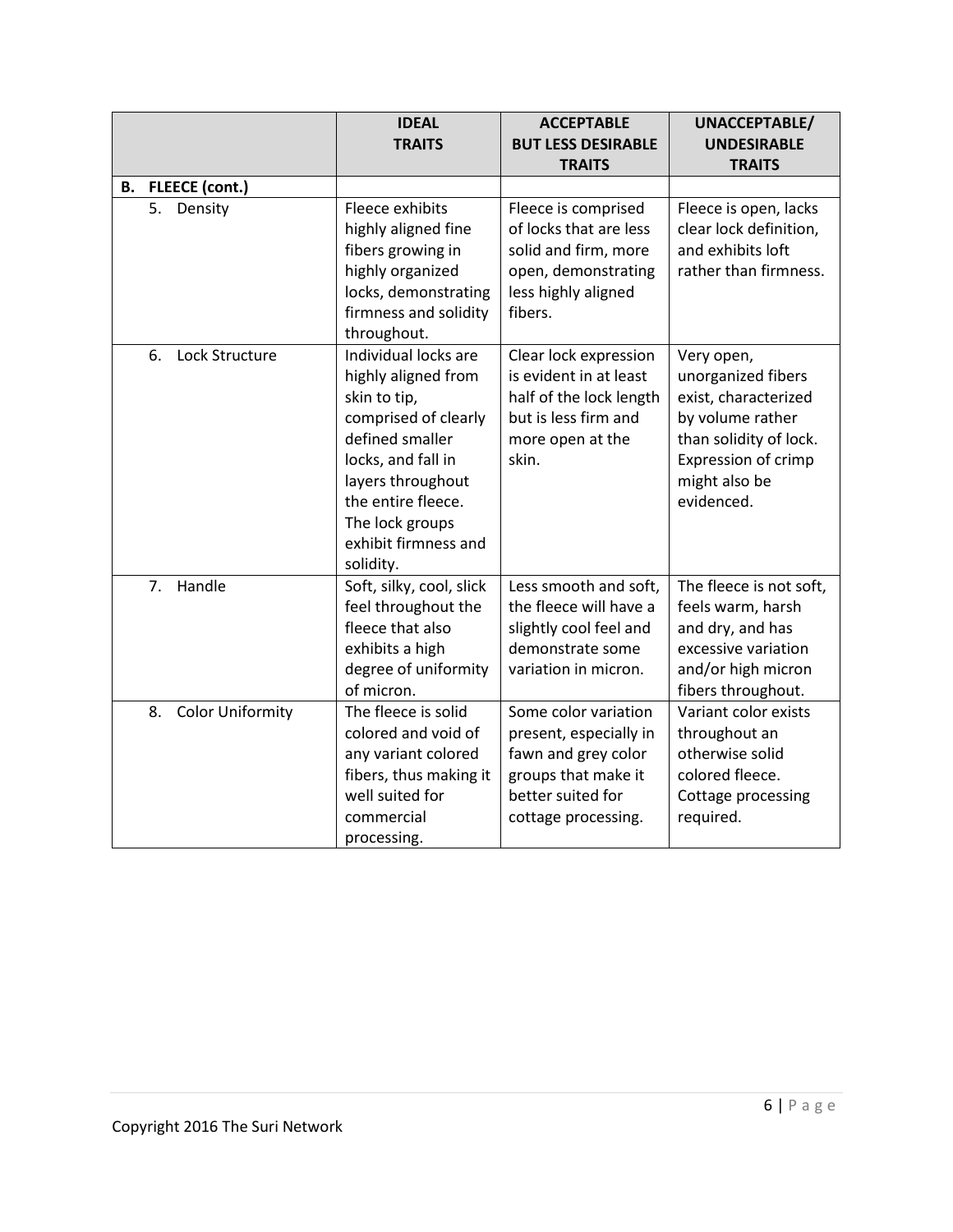| | IDEAL TRAITS | ACCEPTABLE BUT LESS DESIRABLE TRAITS | UNACCEPTABLE/ UNDESIRABLE TRAITS |
|---|---|---|---|
| **B. FLEECE (cont.)** | | | |
| 5. Density | Fleece exhibits highly aligned fine fibers growing in highly organized locks, demonstrating firmness and solidity throughout. | Fleece is comprised of locks that are less solid and firm, more open, demonstrating less highly aligned fibers. | Fleece is open, lacks clear lock definition, and exhibits loft rather than firmness. |
| 6. Lock Structure | Individual locks are highly aligned from skin to tip, comprised of clearly defined smaller locks, and fall in layers throughout the entire fleece. The lock groups exhibit firmness and solidity. | Clear lock expression is evident in at least half of the lock length but is less firm and more open at the skin. | Very open, unorganized fibers exist, characterized by volume rather than solidity of lock. Expression of crimp might also be evidenced. |
| 7. Handle | Soft, silky, cool, slick feel throughout the fleece that also exhibits a high degree of uniformity of micron. | Less smooth and soft, the fleece will have a slightly cool feel and demonstrate some variation in micron. | The fleece is not soft, feels warm, harsh and dry, and has excessive variation and/or high micron fibers throughout. |
| 8. Color Uniformity | The fleece is solid colored and void of any variant colored fibers, thus making it well suited for commercial processing. | Some color variation present, especially in fawn and grey color groups that make it better suited for cottage processing. | Variant color exists throughout an otherwise solid colored fleece. Cottage processing required. |

Copyright 2016 The Suri Network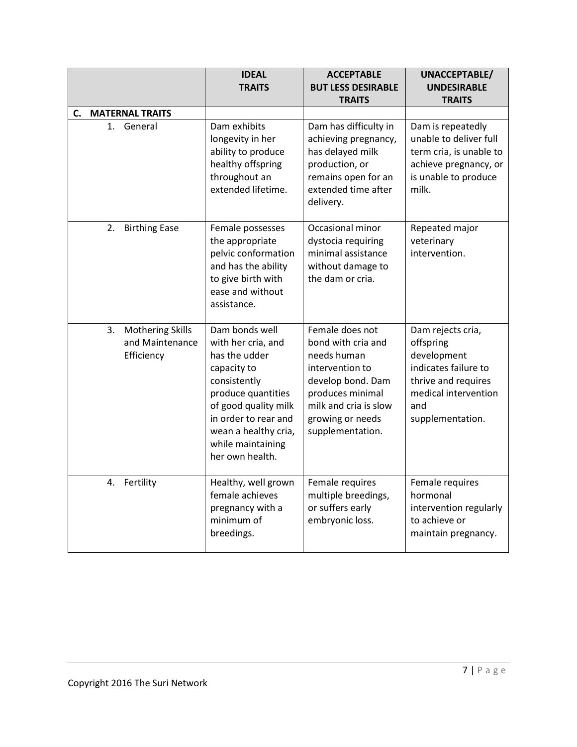| | IDEAL TRAITS | ACCEPTABLE BUT LESS DESIRABLE TRAITS | UNACCEPTABLE/ UNDESIRABLE TRAITS |
|---|---|---|---|
| **C. MATERNAL TRAITS** | | | |
| 1. General | Dam exhibits longevity in her ability to produce healthy offspring throughout an extended lifetime. | Dam has difficulty in achieving pregnancy, has delayed milk production, or remains open for an extended time after delivery. | Dam is repeatedly unable to deliver full term cria, is unable to achieve pregnancy, or is unable to produce milk. |
| 2. Birthing Ease | Female possesses the appropriate pelvic conformation and has the ability to give birth with ease and without assistance. | Occasional minor dystocia requiring minimal assistance without damage to the dam or cria. | Repeated major veterinary intervention. |
| 3. Mothering Skills and Maintenance Efficiency | Dam bonds well with her cria, and has the udder capacity to consistently produce quantities of good quality milk in order to rear and wean a healthy cria, while maintaining her own health. | Female does not bond with cria and needs human intervention to develop bond. Dam produces minimal milk and cria is slow growing or needs supplementation. | Dam rejects cria, offspring development indicates failure to thrive and requires medical intervention and supplementation. |
| 4. Fertility | Healthy, well grown female achieves pregnancy with a minimum of breedings. | Female requires multiple breedings, or suffers early embryonic loss. | Female requires hormonal intervention regularly to achieve or maintain pregnancy. |

Copyright 2016 The Suri Network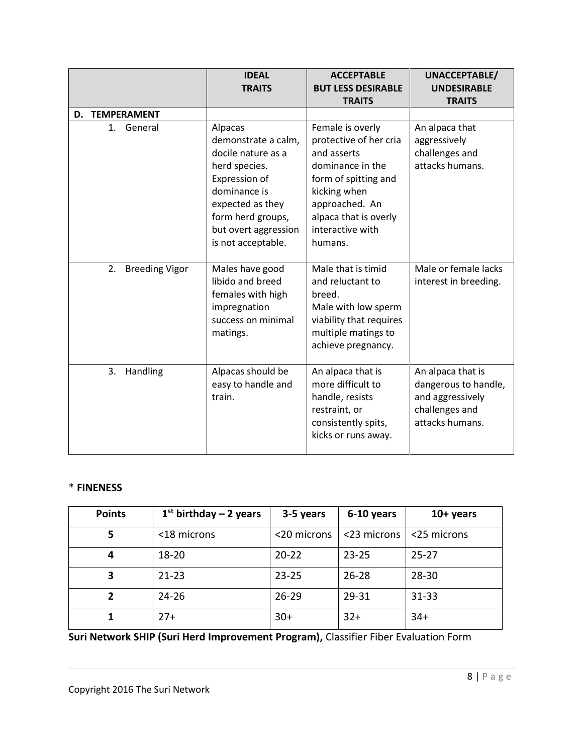| | IDEAL TRAITS | ACCEPTABLE BUT LESS DESIRABLE TRAITS | UNACCEPTABLE/ UNDESIRABLE TRAITS |
|---|---|---|---|
| **D. TEMPERAMENT** | | | |
| 1. General | Alpacas demonstrate a calm, docile nature as a herd species. Expression of dominance is expected as they form herd groups, but overt aggression is not acceptable. | Female is overly protective of her cria and asserts dominance in the form of spitting and kicking when approached. An alpaca that is overly interactive with humans. | An alpaca that aggressively challenges and attacks humans. |
| 2. Breeding Vigor | Males have good libido and breed females with high impregnation success on minimal matings. | Male that is timid and reluctant to breed. Male with low sperm viability that requires multiple matings to achieve pregnancy. | Male or female lacks interest in breeding. |
| 3. Handling | Alpacas should be easy to handle and train. | An alpaca that is more difficult to handle, resists restraint, or consistently spits, kicks or runs away. | An alpaca that is dangerous to handle, and aggressively challenges and attacks humans. |

\* **FINENESS**

| Points | 1st birthday – 2 years | 3-5 years | 6-10 years | 10+ years |
|---|---|---|---|---|
| **5** | <18 microns | <20 microns | <23 microns | <25 microns |
| **4** | 18-20 | 20-22 | 23-25 | 25-27 |
| **3** | 21-23 | 23-25 | 26-28 | 28-30 |
| **2** | 24-26 | 26-29 | 29-31 | 31-33 |
| **1** | 27+ | 30+ | 32+ | 34+ |

**Suri Network SHIP (Suri Herd Improvement Program),** Classifier Fiber Evaluation Form

Copyright 2016 The Suri Network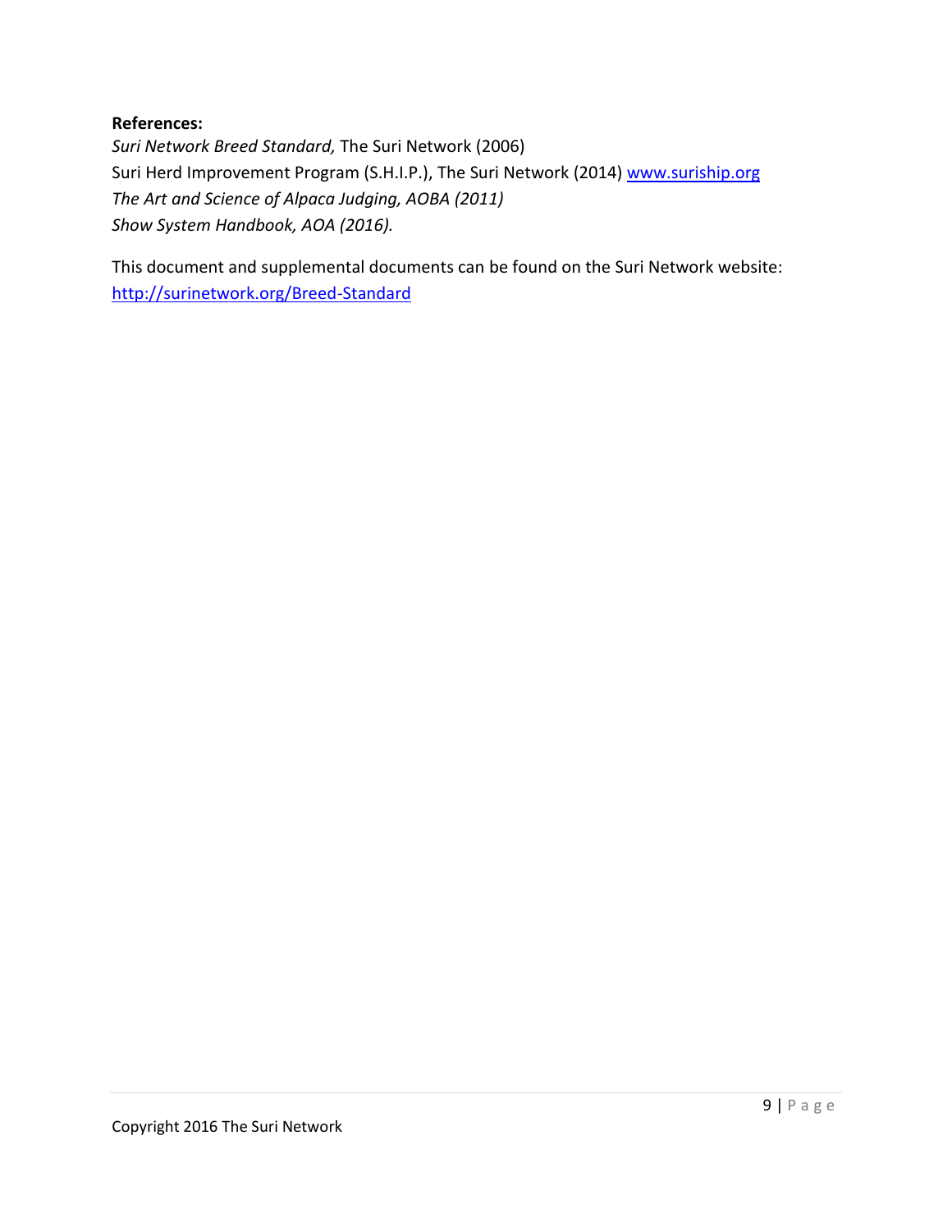**References:**

*Suri Network Breed Standard,* The Suri Network (2006)
Suri Herd Improvement Program (S.H.I.P.), The Suri Network (2014) www.suriship.org
*The Art and Science of Alpaca Judging, AOBA (2011)*
*Show System Handbook, AOA (2016).*

This document and supplemental documents can be found on the Suri Network website: http://surinetwork.org/Breed-Standard